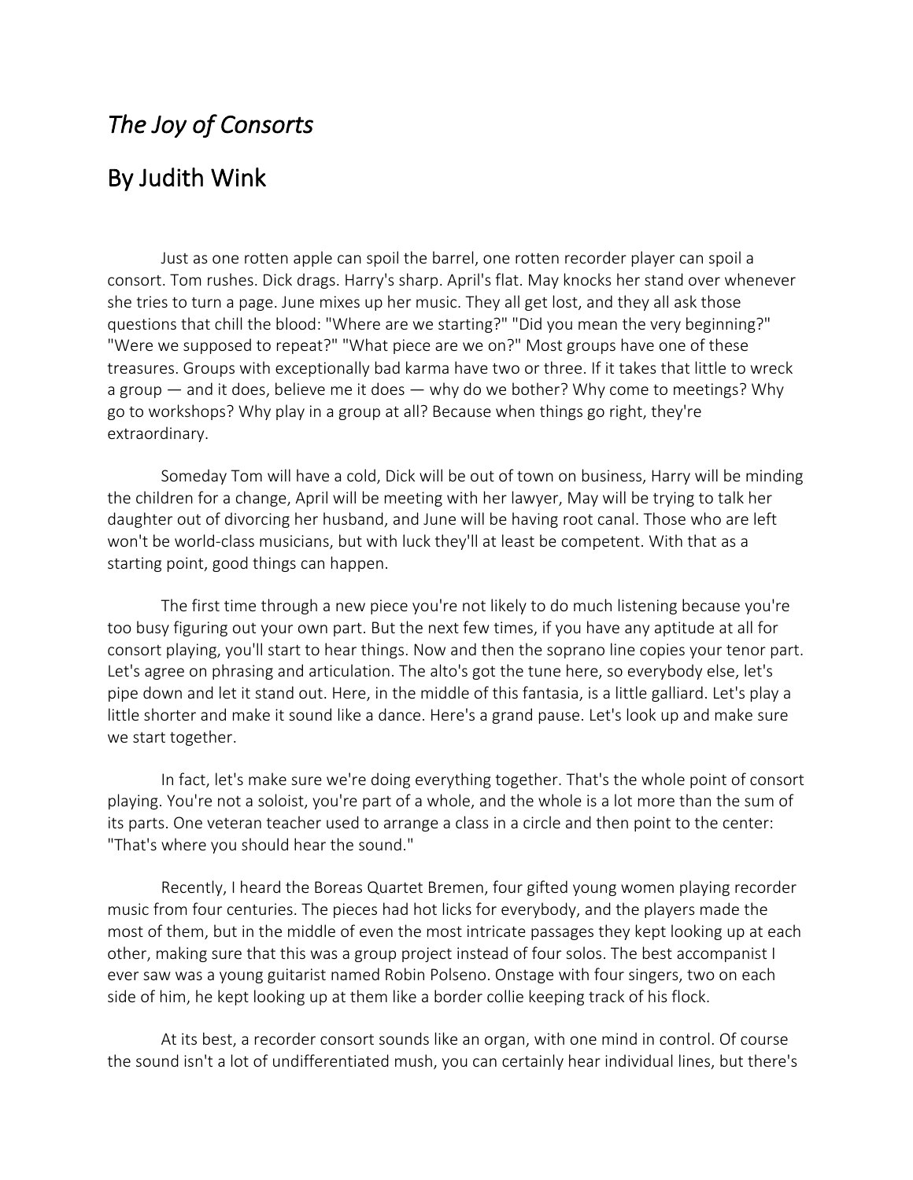# *The Joy of Consorts*

## By Judith Wink

Just as one rotten apple can spoil the barrel, one rotten recorder player can spoil a consort. Tom rushes. Dick drags. Harry's sharp. April's flat. May knocks her stand over whenever she tries to turn a page. June mixes up her music. They all get lost, and they all ask those questions that chill the blood: "Where are we starting?" "Did you mean the very beginning?" "Were we supposed to repeat?" "What piece are we on?" Most groups have one of these treasures. Groups with exceptionally bad karma have two or three. If it takes that little to wreck a group — and it does, believe me it does — why do we bother? Why come to meetings? Why go to workshops? Why play in a group at all? Because when things go right, they're extraordinary.

Someday Tom will have a cold, Dick will be out of town on business, Harry will be minding the children for a change, April will be meeting with her lawyer, May will be trying to talk her daughter out of divorcing her husband, and June will be having root canal. Those who are left won't be world-class musicians, but with luck they'll at least be competent. With that as a starting point, good things can happen.

The first time through a new piece you're not likely to do much listening because you're too busy figuring out your own part. But the next few times, if you have any aptitude at all for consort playing, you'll start to hear things. Now and then the soprano line copies your tenor part. Let's agree on phrasing and articulation. The alto's got the tune here, so everybody else, let's pipe down and let it stand out. Here, in the middle of this fantasia, is a little galliard. Let's play a little shorter and make it sound like a dance. Here's a grand pause. Let's look up and make sure we start together.

In fact, let's make sure we're doing everything together. That's the whole point of consort playing. You're not a soloist, you're part of a whole, and the whole is a lot more than the sum of its parts. One veteran teacher used to arrange a class in a circle and then point to the center: "That's where you should hear the sound."

Recently, I heard the Boreas Quartet Bremen, four gifted young women playing recorder music from four centuries. The pieces had hot licks for everybody, and the players made the most of them, but in the middle of even the most intricate passages they kept looking up at each other, making sure that this was a group project instead of four solos. The best accompanist I ever saw was a young guitarist named Robin Polseno. Onstage with four singers, two on each side of him, he kept looking up at them like a border collie keeping track of his flock.

At its best, a recorder consort sounds like an organ, with one mind in control. Of course the sound isn't a lot of undifferentiated mush, you can certainly hear individual lines, but there's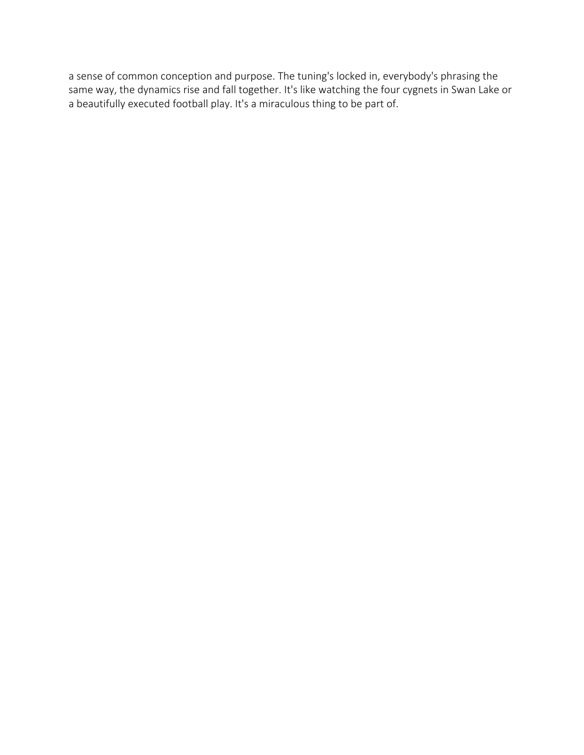a sense of common conception and purpose. The tuning's locked in, everybody's phrasing the same way, the dynamics rise and fall together. It's like watching the four cygnets in Swan Lake or a beautifully executed football play. It's a miraculous thing to be part of.